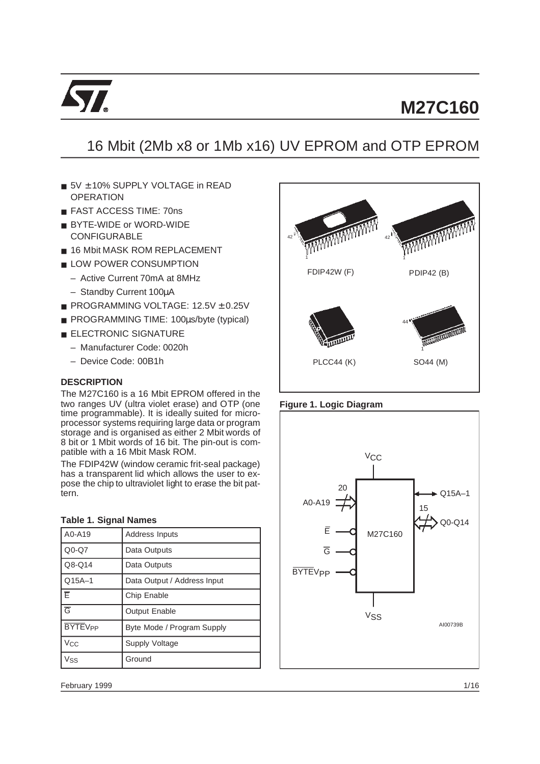# M27C160

## 16 Mbit (2Mb x8 or 1Mb x16) UV EPROM and OTP EPROM

- 5V ± 10% SUPPLY VOLTAGE in READ OPERATION
- FAST ACCESS TIME: 70ns
- BYTE-WIDE or WORD-WIDE CONFIGURABLE
- 16 Mbit MASK ROM REPLACEMENT
- LOW POWER CONSUMPTION
  - Active Current 70mA at 8MHz
  - Standby Current 100µA
- PROGRAMMING VOLTAGE: 12.5V ± 0.25V
- PROGRAMMING TIME: 100µs/byte (typical)
- ELECTRONIC SIGNATURE
  - Manufacturer Code: 0020h
  - Device Code: 00B1h

FDIP42W (F) PDIP42 (B) PLCC44 (K) SO44 (M)

### DESCRIPTION

The M27C160 is a 16 Mbit EPROM offered in the two ranges UV (ultra violet erase) and OTP (one time programmable). It is ideally suited for microprocessor systems requiring large data or program storage and is organised as either 2 Mbit words of 8 bit or 1 Mbit words of 16 bit. The pin-out is compatible with a 16 Mbit Mask ROM.

The FDIP42W (window ceramic frit-seal package) has a transparent lid which allows the user to expose the chip to ultraviolet light to erase the bit pattern.

**Table 1. Signal Names**

| | |
|---|---|
| A0-A19 | Address Inputs |
| Q0-Q7 | Data Outputs |
| Q8-Q14 | Data Outputs |
| Q15A–1 | Data Output / Address Input |
| $\overline{E}$ | Chip Enable |
| $\overline{G}$ | Output Enable |
| $\overline{BYTE}V_{PP}$ | Byte Mode / Program Supply |
| $V_{CC}$ | Supply Voltage |
| $V_{SS}$ | Ground |

**Figure 1. Logic Diagram**

$V_{CC}$, A0-A19 (20), $\overline{E}$, $\overline{G}$, $\overline{BYTE}V_{PP}$, M27C160, Q15A–1, Q0-Q14 (15), $V_{SS}$

AI00739B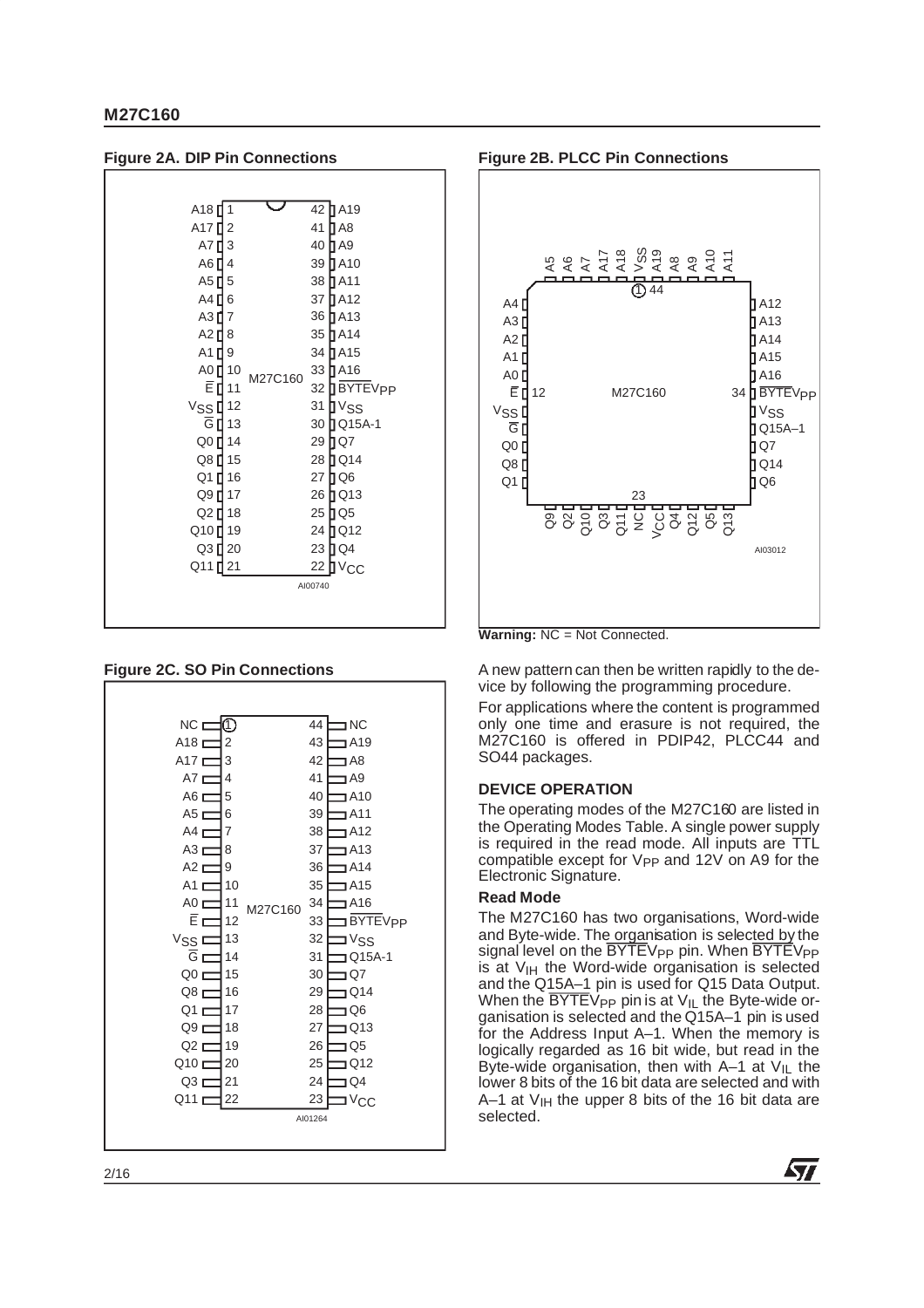**Figure 2A. DIP Pin Connections**

| Pin | Name | Pin | Name |
|---|---|---|---|
| 1 | A18 | 42 | A19 |
| 2 | A17 | 41 | A8 |
| 3 | A7 | 40 | A9 |
| 4 | A6 | 39 | A10 |
| 5 | A5 | 38 | A11 |
| 6 | A4 | 37 | A12 |
| 7 | A3 | 36 | A13 |
| 8 | A2 | 35 | A14 |
| 9 | A1 | 34 | A15 |
| 10 | A0 | 33 | A16 |
| 11 | $\overline{E}$ | 32 | $\overline{BYTE}V_{PP}$ |
| 12 | $V_{SS}$ | 31 | $V_{SS}$ |
| 13 | $\overline{G}$ | 30 | Q15A-1 |
| 14 | Q0 | 29 | Q7 |
| 15 | Q8 | 28 | Q14 |
| 16 | Q1 | 27 | Q6 |
| 17 | Q9 | 26 | Q13 |
| 18 | Q2 | 25 | Q5 |
| 19 | Q10 | 24 | Q12 |
| 20 | Q3 | 23 | Q4 |
| 21 | Q11 | 22 | $V_{CC}$ |

AI00740

**Figure 2B. PLCC Pin Connections**

Top: A5, A6, A7, A17, A18, $V_{SS}$, A19, A8, A9, A10, A11 (pin 1 and 44 at top centre)

Left (top to bottom): A4, A3, A2, A1, A0, $\overline{E}$ (12), $V_{SS}$, $\overline{G}$, Q0, Q8, Q1

Right (top to bottom): A12, A13, A14, A15, A16, $\overline{BYTE}V_{PP}$ (34), $V_{SS}$, Q15A–1, Q7, Q14, Q6

Bottom (23): Q9, Q2, Q10, Q3, Q11, NC, $V_{CC}$, Q4, Q12, Q5, Q13

AI03012

**Warning:** NC = Not Connected.

**Figure 2C. SO Pin Connections**

| Pin | Name | Pin | Name |
|---|---|---|---|
| 1 | NC | 44 | NC |
| 2 | A18 | 43 | A19 |
| 3 | A17 | 42 | A8 |
| 4 | A7 | 41 | A9 |
| 5 | A6 | 40 | A10 |
| 6 | A5 | 39 | A11 |
| 7 | A4 | 38 | A12 |
| 8 | A3 | 37 | A13 |
| 9 | A2 | 36 | A14 |
| 10 | A1 | 35 | A15 |
| 11 | A0 | 34 | A16 |
| 12 | $\overline{E}$ | 33 | $\overline{BYTE}V_{PP}$ |
| 13 | $V_{SS}$ | 32 | $V_{SS}$ |
| 14 | $\overline{G}$ | 31 | Q15A-1 |
| 15 | Q0 | 30 | Q7 |
| 16 | Q8 | 29 | Q14 |
| 17 | Q1 | 28 | Q6 |
| 18 | Q9 | 27 | Q13 |
| 19 | Q2 | 26 | Q5 |
| 20 | Q10 | 25 | Q12 |
| 21 | Q3 | 24 | Q4 |
| 22 | Q11 | 23 | $V_{CC}$ |

AI01264

A new pattern can then be written rapidly to the device by following the programming procedure.

For applications where the content is programmed only one time and erasure is not required, the M27C160 is offered in PDIP42, PLCC44 and SO44 packages.

## DEVICE OPERATION

The operating modes of the M27C160 are listed in the Operating Modes Table. A single power supply is required in the read mode. All inputs are TTL compatible except for $V_{PP}$ and 12V on A9 for the Electronic Signature.

### Read Mode

The M27C160 has two organisations, Word-wide and Byte-wide. The organisation is selected by the signal level on the $\overline{BYTE}V_{PP}$ pin. When $\overline{BYTE}V_{PP}$ is at $V_{IH}$ the Word-wide organisation is selected and the Q15A–1 pin is used for Q15 Data Output. When the $\overline{BYTE}V_{PP}$ pin is at $V_{IL}$ the Byte-wide organisation is selected and the Q15A–1 pin is used for the Address Input A–1. When the memory is logically regarded as 16 bit wide, but read in the Byte-wide organisation, then with A–1 at $V_{IL}$ the lower 8 bits of the 16 bit data are selected and with A–1 at $V_{IH}$ the upper 8 bits of the 16 bit data are selected.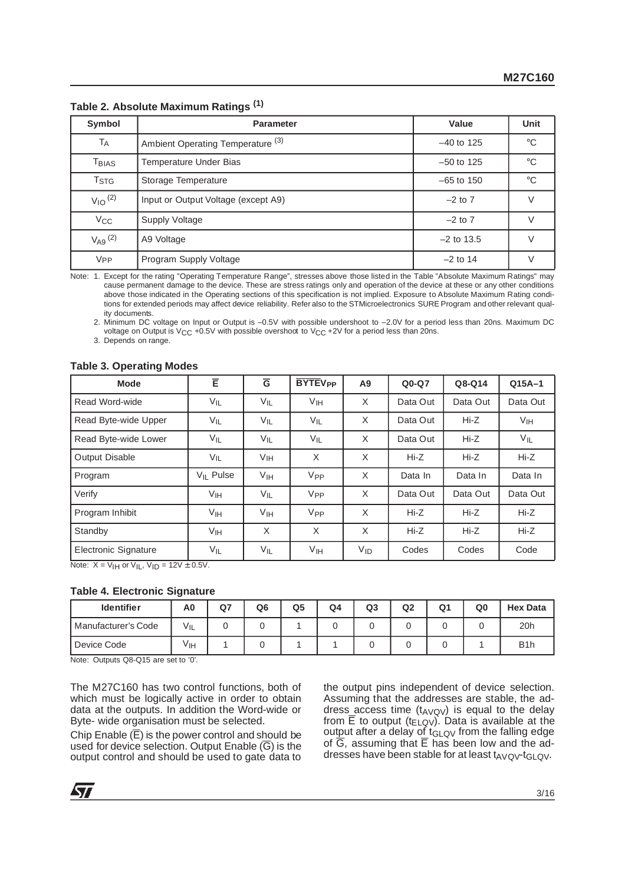**Table 2. Absolute Maximum Ratings (1)**

| Symbol | Parameter | Value | Unit |
|---|---|---|---|
| $T_A$ | Ambient Operating Temperature (3) | –40 to 125 | °C |
| $T_{BIAS}$ | Temperature Under Bias | –50 to 125 | °C |
| $T_{STG}$ | Storage Temperature | –65 to 150 | °C |
| $V_{IO}$ (2) | Input or Output Voltage (except A9) | –2 to 7 | V |
| $V_{CC}$ | Supply Voltage | –2 to 7 | V |
| $V_{A9}$ (2) | A9 Voltage | –2 to 13.5 | V |
| $V_{PP}$ | Program Supply Voltage | –2 to 14 | V |

Note: 1. Except for the rating "Operating Temperature Range", stresses above those listed in the Table "Absolute Maximum Ratings" may cause permanent damage to the device. These are stress ratings only and operation of the device at these or any other conditions above those indicated in the Operating sections of this specification is not implied. Exposure to Absolute Maximum Rating conditions for extended periods may affect device reliability. Refer also to the STMicroelectronics SURE Program and other relevant quality documents.

2. Minimum DC voltage on Input or Output is –0.5V with possible undershoot to –2.0V for a period less than 20ns. Maximum DC voltage on Output is $V_{CC}$ +0.5V with possible overshoot to $V_{CC}$ +2V for a period less than 20ns.

3. Depends on range.

**Table 3. Operating Modes**

| Mode | $\overline{E}$ | $\overline{G}$ | $\overline{BYTE}V_{PP}$ | A9 | Q0-Q7 | Q8-Q14 | Q15A–1 |
|---|---|---|---|---|---|---|---|
| Read Word-wide | $V_{IL}$ | $V_{IL}$ | $V_{IH}$ | X | Data Out | Data Out | Data Out |
| Read Byte-wide Upper | $V_{IL}$ | $V_{IL}$ | $V_{IL}$ | X | Data Out | Hi-Z | $V_{IH}$ |
| Read Byte-wide Lower | $V_{IL}$ | $V_{IL}$ | $V_{IL}$ | X | Data Out | Hi-Z | $V_{IL}$ |
| Output Disable | $V_{IL}$ | $V_{IH}$ | X | X | Hi-Z | Hi-Z | Hi-Z |
| Program | $V_{IL}$ Pulse | $V_{IH}$ | $V_{PP}$ | X | Data In | Data In | Data In |
| Verify | $V_{IH}$ | $V_{IL}$ | $V_{PP}$ | X | Data Out | Data Out | Data Out |
| Program Inhibit | $V_{IH}$ | $V_{IH}$ | $V_{PP}$ | X | Hi-Z | Hi-Z | Hi-Z |
| Standby | $V_{IH}$ | X | X | X | Hi-Z | Hi-Z | Hi-Z |
| Electronic Signature | $V_{IL}$ | $V_{IL}$ | $V_{IH}$ | $V_{ID}$ | Codes | Codes | Code |

Note: X = $V_{IH}$ or $V_{IL}$, $V_{ID}$ = 12V ± 0.5V.

**Table 4. Electronic Signature**

| Identifier | A0 | Q7 | Q6 | Q5 | Q4 | Q3 | Q2 | Q1 | Q0 | Hex Data |
|---|---|---|---|---|---|---|---|---|---|---|
| Manufacturer's Code | $V_{IL}$ | 0 | 0 | 1 | 0 | 0 | 0 | 0 | 0 | 20h |
| Device Code | $V_{IH}$ | 1 | 0 | 1 | 1 | 0 | 0 | 0 | 1 | B1h |

Note: Outputs Q8-Q15 are set to '0'.

The M27C160 has two control functions, both of which must be logically active in order to obtain data at the outputs. In addition the Word-wide or Byte- wide organisation must be selected.

Chip Enable ($\overline{E}$) is the power control and should be used for device selection. Output Enable ($\overline{G}$) is the output control and should be used to gate data to the output pins independent of device selection. Assuming that the addresses are stable, the address access time ($t_{AVQV}$) is equal to the delay from $\overline{E}$ to output ($t_{ELQV}$). Data is available at the output after a delay of $t_{GLQV}$ from the falling edge of $\overline{G}$, assuming that $\overline{E}$ has been low and the addresses have been stable for at least $t_{AVQV}$-$t_{GLQV}$.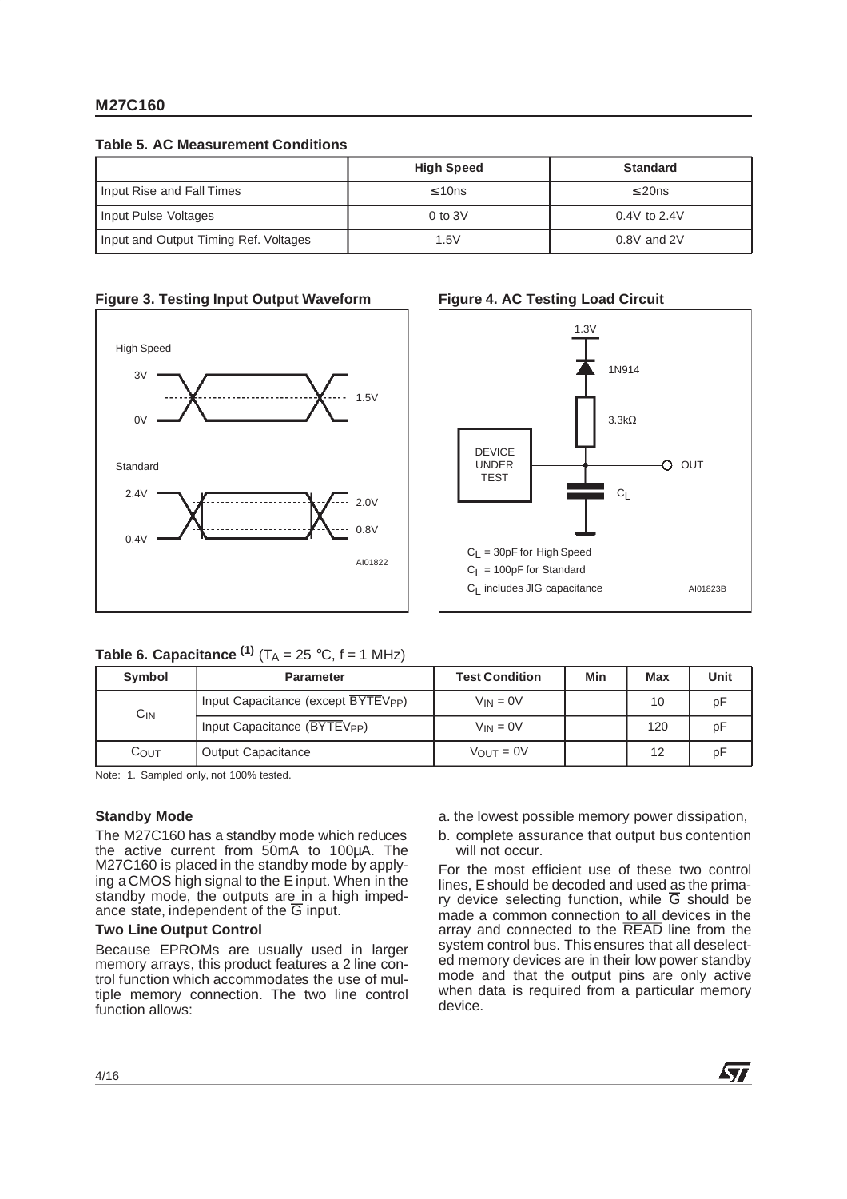### Table 5. AC Measurement Conditions

| | High Speed | Standard |
|---|---|---|
| Input Rise and Fall Times | ≤ 10ns | ≤ 20ns |
| Input Pulse Voltages | 0 to 3V | 0.4V to 2.4V |
| Input and Output Timing Ref. Voltages | 1.5V | 0.8V and 2V |

**Figure 3. Testing Input Output Waveform**

**Figure 4. AC Testing Load Circuit**

### Table 6. Capacitance (1) ($T_A$ = 25 °C, f = 1 MHz)

| Symbol | Parameter | Test Condition | Min | Max | Unit |
|---|---|---|---|---|---|
| $C_{IN}$ | Input Capacitance (except $\overline{BYTE}V_{PP}$) | $V_{IN}$ = 0V | | 10 | pF |
| | Input Capacitance ($\overline{BYTE}V_{PP}$) | $V_{IN}$ = 0V | | 120 | pF |
| $C_{OUT}$ | Output Capacitance | $V_{OUT}$ = 0V | | 12 | pF |

Note: 1. Sampled only, not 100% tested.

#### Standby Mode

The M27C160 has a standby mode which reduces the active current from 50mA to 100µA. The M27C160 is placed in the standby mode by applying a CMOS high signal to the $\overline{E}$ input. When in the standby mode, the outputs are in a high impedance state, independent of the $\overline{G}$ input.

#### Two Line Output Control

Because EPROMs are usually used in larger memory arrays, this product features a 2 line control function which accommodates the use of multiple memory connection. The two line control function allows:

a. the lowest possible memory power dissipation,

b. complete assurance that output bus contention will not occur.

For the most efficient use of these two control lines, $\overline{E}$ should be decoded and used as the primary device selecting function, while $\overline{G}$ should be made a common connection to all devices in the array and connected to the $\overline{READ}$ line from the system control bus. This ensures that all deselected memory devices are in their low power standby mode and that the output pins are only active when data is required from a particular memory device.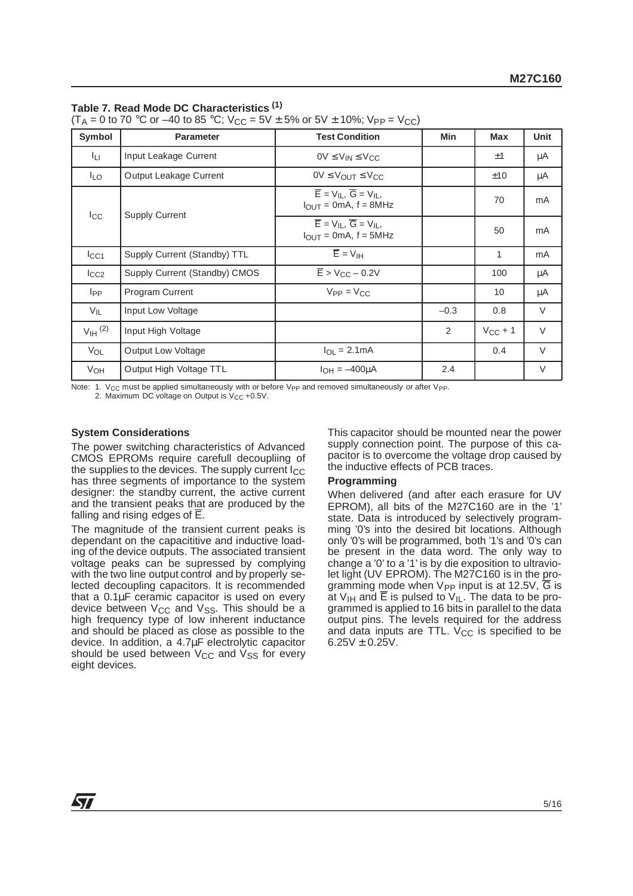**Table 7. Read Mode DC Characteristics [1]**

($T_A$ = 0 to 70 °C or –40 to 85 °C; $V_{CC}$ = 5V ± 5% or 5V ± 10%; $V_{PP}$ = $V_{CC}$)

| Symbol | Parameter | Test Condition | Min | Max | Unit |
|---|---|---|---|---|---|
| $I_{LI}$ | Input Leakage Current | $0V \le V_{IN} \le V_{CC}$ | | ±1 | µA |
| $I_{LO}$ | Output Leakage Current | $0V \le V_{OUT} \le V_{CC}$ | | ±10 | µA |
| $I_{CC}$ | Supply Current | $\overline{E} = V_{IL}$, $\overline{G} = V_{IL}$, $I_{OUT}$ = 0mA, f = 8MHz | | 70 | mA |
| | | $\overline{E} = V_{IL}$, $\overline{G} = V_{IL}$, $I_{OUT}$ = 0mA, f = 5MHz | | 50 | mA |
| $I_{CC1}$ | Supply Current (Standby) TTL | $\overline{E} = V_{IH}$ | | 1 | mA |
| $I_{CC2}$ | Supply Current (Standby) CMOS | $\overline{E} > V_{CC} - 0.2V$ | | 100 | µA |
| $I_{PP}$ | Program Current | $V_{PP} = V_{CC}$ | | 10 | µA |
| $V_{IL}$ | Input Low Voltage | | –0.3 | 0.8 | V |
| $V_{IH}$ [2] | Input High Voltage | | 2 | $V_{CC}$ + 1 | V |
| $V_{OL}$ | Output Low Voltage | $I_{OL}$ = 2.1mA | | 0.4 | V |
| $V_{OH}$ | Output High Voltage TTL | $I_{OH}$ = –400µA | 2.4 | | V |

Note: 1. $V_{CC}$ must be applied simultaneously with or before $V_{PP}$ and removed simultaneously or after $V_{PP}$.
2. Maximum DC voltage on Output is $V_{CC}$ +0.5V.

### System Considerations

The power switching characteristics of Advanced CMOS EPROMs require carefull decoupliing of the supplies to the devices. The supply current $I_{CC}$ has three segments of importance to the system designer: the standby current, the active current and the transient peaks that are produced by the falling and rising edges of $\overline{E}$.

The magnitude of the transient current peaks is dependant on the capacititive and inductive loading of the device outputs. The associated transient voltage peaks can be supressed by complying with the two line output control and by properly selected decoupling capacitors. It is recommended that a 0.1µF ceramic capacitor is used on every device between $V_{CC}$ and $V_{SS}$. This should be a high frequency type of low inherent inductance and should be placed as close as possible to the device. In addition, a 4.7µF electrolytic capacitor should be used between $V_{CC}$ and $V_{SS}$ for every eight devices.

This capacitor should be mounted near the power supply connection point. The purpose of this capacitor is to overcome the voltage drop caused by the inductive effects of PCB traces.

### Programming

When delivered (and after each erasure for UV EPROM), all bits of the M27C160 are in the '1' state. Data is introduced by selectively programming '0's into the desired bit locations. Although only '0's will be programmed, both '1's and '0's can be present in the data word. The only way to change a '0' to a '1' is by die exposition to ultraviolet light (UV EPROM). The M27C160 is in the programming mode when $V_{PP}$ input is at 12.5V, $\overline{G}$ is at $V_{IH}$ and $\overline{E}$ is pulsed to $V_{IL}$. The data to be programmed is applied to 16 bits in parallel to the data output pins. The levels required for the address and data inputs are TTL. $V_{CC}$ is specified to be 6.25V ± 0.25V.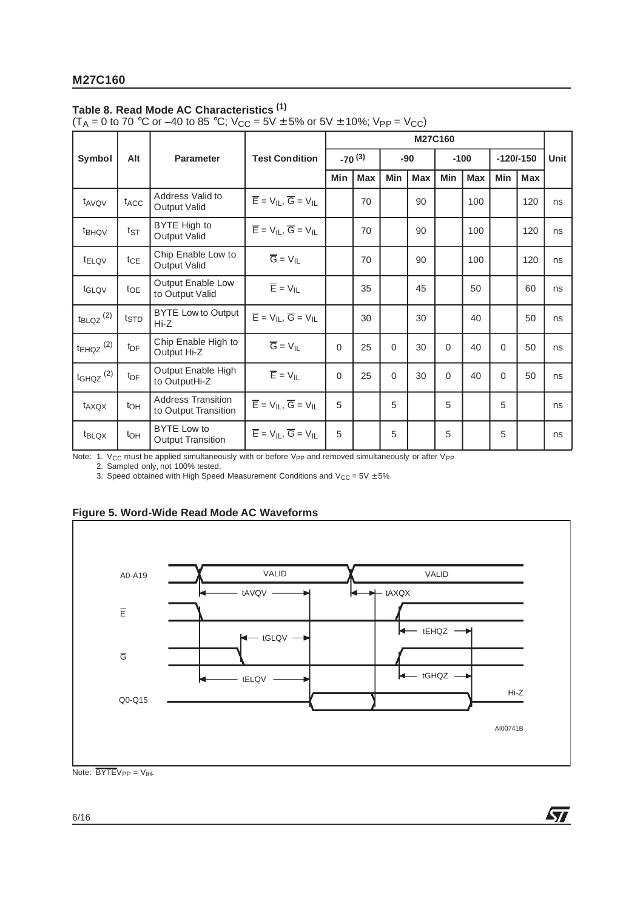## Table 8. Read Mode AC Characteristics [1]

($T_A$ = 0 to 70 °C or –40 to 85 °C; $V_{CC}$ = 5V ± 5% or 5V ± 10%; $V_{PP}$ = $V_{CC}$)

| Symbol | Alt | Parameter | Test Condition | M27C160 | | | | | | | | Unit |
|---|---|---|---|---|---|---|---|---|---|---|---|---|
| | | | | -70 [3] | | -90 | | -100 | | -120/-150 | | |
| | | | | Min | Max | Min | Max | Min | Max | Min | Max | |
| $t_{AVQV}$ | $t_{ACC}$ | Address Valid to Output Valid | $\overline{E} = V_{IL}$, $\overline{G} = V_{IL}$ | | 70 | | 90 | | 100 | | 120 | ns |
| $t_{BHQV}$ | $t_{ST}$ | BYTE High to Output Valid | $\overline{E} = V_{IL}$, $\overline{G} = V_{IL}$ | | 70 | | 90 | | 100 | | 120 | ns |
| $t_{ELQV}$ | $t_{CE}$ | Chip Enable Low to Output Valid | $\overline{G} = V_{IL}$ | | 70 | | 90 | | 100 | | 120 | ns |
| $t_{GLQV}$ | $t_{OE}$ | Output Enable Low to Output Valid | $\overline{E} = V_{IL}$ | | 35 | | 45 | | 50 | | 60 | ns |
| $t_{BLQZ}$ [2] | $t_{STD}$ | BYTE Low to Output Hi-Z | $\overline{E} = V_{IL}$, $\overline{G} = V_{IL}$ | | 30 | | 30 | | 40 | | 50 | ns |
| $t_{EHQZ}$ [2] | $t_{DF}$ | Chip Enable High to Output Hi-Z | $\overline{G} = V_{IL}$ | 0 | 25 | 0 | 30 | 0 | 40 | 0 | 50 | ns |
| $t_{GHQZ}$ [2] | $t_{DF}$ | Output Enable High to OutputHi-Z | $\overline{E} = V_{IL}$ | 0 | 25 | 0 | 30 | 0 | 40 | 0 | 50 | ns |
| $t_{AXQX}$ | $t_{OH}$ | Address Transition to Output Transition | $\overline{E} = V_{IL}$, $\overline{G} = V_{IL}$ | 5 | | 5 | | 5 | | 5 | | ns |
| $t_{BLQX}$ | $t_{OH}$ | BYTE Low to Output Transition | $\overline{E} = V_{IL}$, $\overline{G} = V_{IL}$ | 5 | | 5 | | 5 | | 5 | | ns |

Note: 1. $V_{CC}$ must be applied simultaneously with or before $V_{PP}$ and removed simultaneously or after $V_{PP}$

2. Sampled only, not 100% tested.

3. Speed obtained with High Speed Measurement Conditions and $V_{CC}$ = 5V ± 5%.

## Figure 5. Word-Wide Read Mode AC Waveforms

Note: $\overline{\text{BYTE}}V_{PP} = V_{IH}$.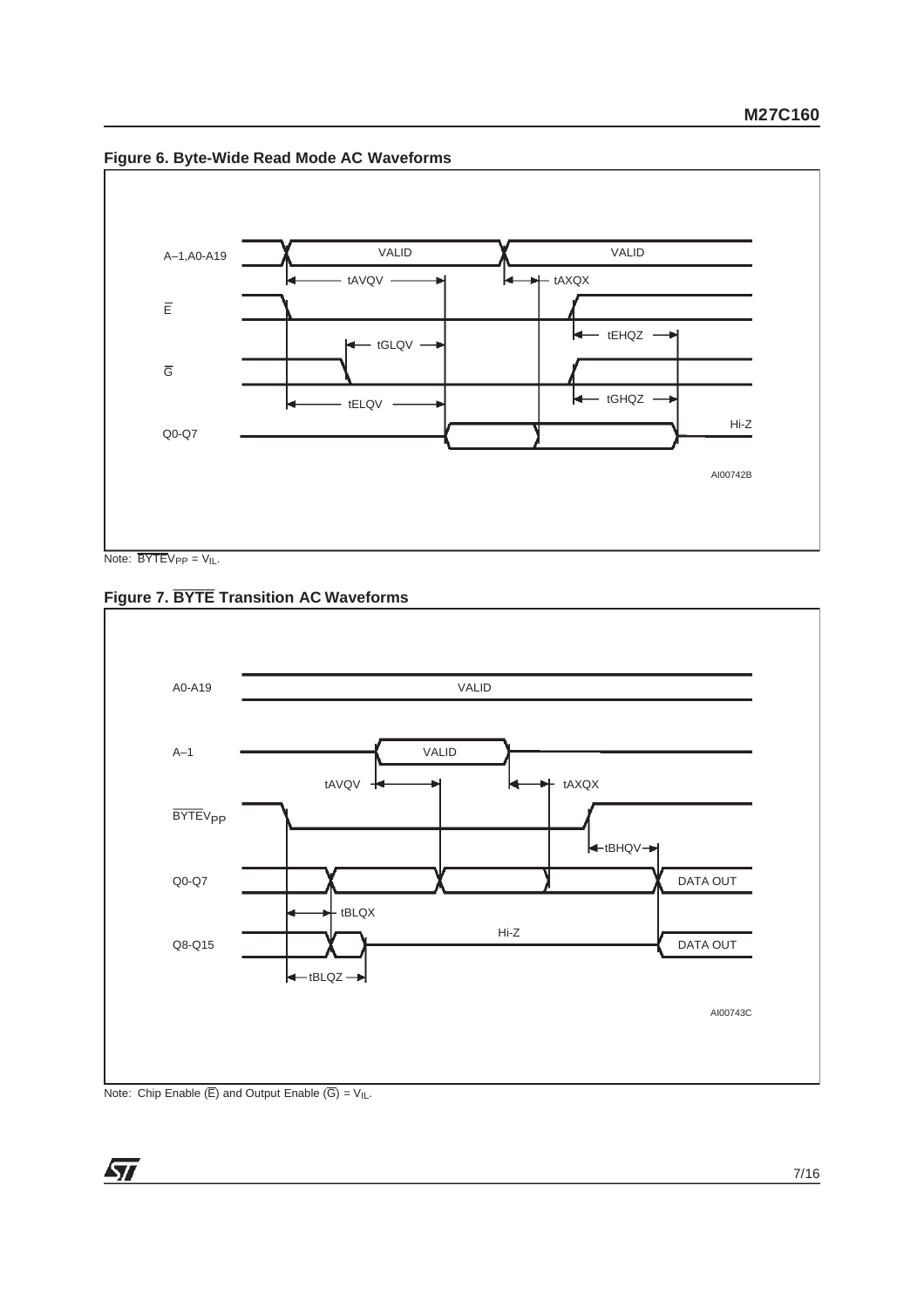**Figure 6. Byte-Wide Read Mode AC Waveforms**

Note: $\overline{\text{BYTE}}V_{PP} = V_{IL}$.

**Figure 7. $\overline{\text{BYTE}}$ Transition AC Waveforms**

Note: Chip Enable ($\overline{\text{E}}$) and Output Enable ($\overline{\text{G}}$) = $V_{IL}$.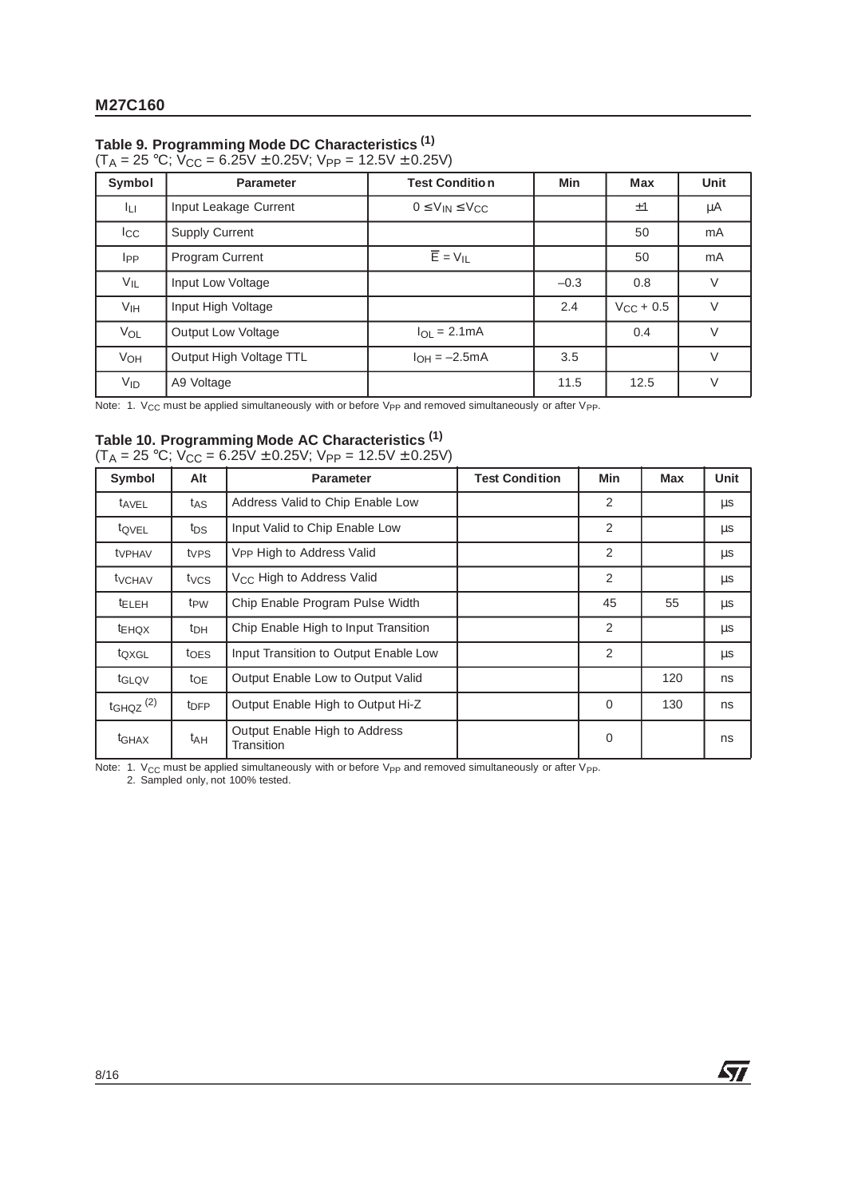**Table 9. Programming Mode DC Characteristics (1)**
($T_A$ = 25 °C; $V_{CC}$ = 6.25V ± 0.25V; $V_{PP}$ = 12.5V ± 0.25V)

| Symbol | Parameter | Test Condition | Min | Max | Unit |
|---|---|---|---|---|---|
| $I_{LI}$ | Input Leakage Current | $0 \leq V_{IN} \leq V_{CC}$ | | ±1 | µA |
| $I_{CC}$ | Supply Current | | | 50 | mA |
| $I_{PP}$ | Program Current | $\overline{E} = V_{IL}$ | | 50 | mA |
| $V_{IL}$ | Input Low Voltage | | –0.3 | 0.8 | V |
| $V_{IH}$ | Input High Voltage | | 2.4 | $V_{CC}$ + 0.5 | V |
| $V_{OL}$ | Output Low Voltage | $I_{OL}$ = 2.1mA | | 0.4 | V |
| $V_{OH}$ | Output High Voltage TTL | $I_{OH}$ = –2.5mA | 3.5 | | V |
| $V_{ID}$ | A9 Voltage | | 11.5 | 12.5 | V |

Note: 1. $V_{CC}$ must be applied simultaneously with or before $V_{PP}$ and removed simultaneously or after $V_{PP}$.

**Table 10. Programming Mode AC Characteristics (1)**
($T_A$ = 25 °C; $V_{CC}$ = 6.25V ± 0.25V; $V_{PP}$ = 12.5V ± 0.25V)

| Symbol | Alt | Parameter | Test Condition | Min | Max | Unit |
|---|---|---|---|---|---|---|
| $t_{AVEL}$ | $t_{AS}$ | Address Valid to Chip Enable Low | | 2 | | µs |
| $t_{QVEL}$ | $t_{DS}$ | Input Valid to Chip Enable Low | | 2 | | µs |
| $t_{VPHAV}$ | $t_{VPS}$ | $V_{PP}$ High to Address Valid | | 2 | | µs |
| $t_{VCHAV}$ | $t_{VCS}$ | $V_{CC}$ High to Address Valid | | 2 | | µs |
| $t_{ELEH}$ | $t_{PW}$ | Chip Enable Program Pulse Width | | 45 | 55 | µs |
| $t_{EHQX}$ | $t_{DH}$ | Chip Enable High to Input Transition | | 2 | | µs |
| $t_{QXGL}$ | $t_{OES}$ | Input Transition to Output Enable Low | | 2 | | µs |
| $t_{GLQV}$ | $t_{OE}$ | Output Enable Low to Output Valid | | | 120 | ns |
| $t_{GHQZ}$ (2) | $t_{DFP}$ | Output Enable High to Output Hi-Z | | 0 | 130 | ns |
| $t_{GHAX}$ | $t_{AH}$ | Output Enable High to Address Transition | | 0 | | ns |

Note: 1. $V_{CC}$ must be applied simultaneously with or before $V_{PP}$ and removed simultaneously or after $V_{PP}$.
2. Sampled only, not 100% tested.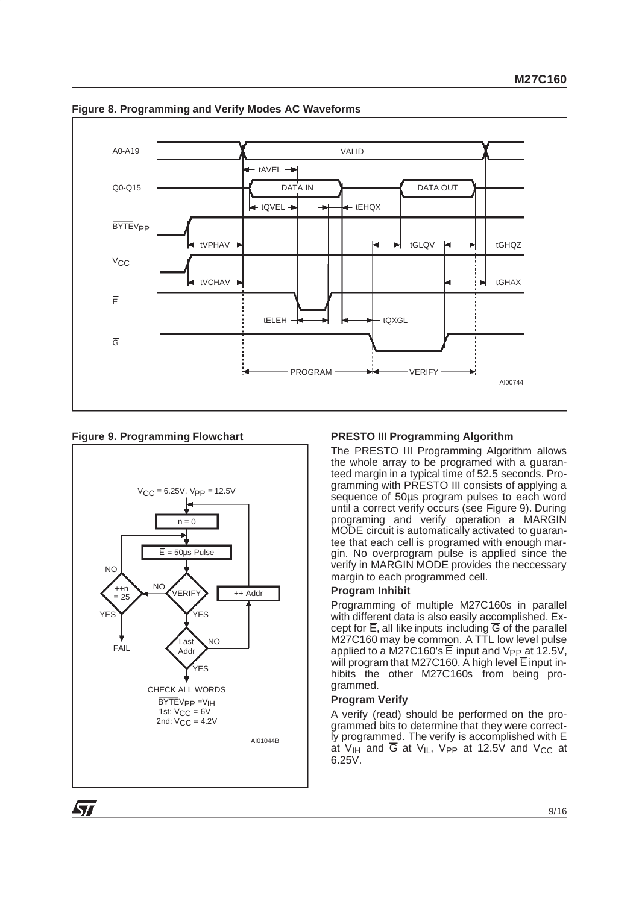**Figure 8. Programming and Verify Modes AC Waveforms**

**Figure 9. Programming Flowchart**

### PRESTO III Programming Algorithm

The PRESTO III Programming Algorithm allows the whole array to be programed with a guaranteed margin in a typical time of 52.5 seconds. Programming with PRESTO III consists of applying a sequence of 50µs program pulses to each word until a correct verify occurs (see Figure 9). During programing and verify operation a MARGIN MODE circuit is automatically activated to guarantee that each cell is programed with enough margin. No overprogram pulse is applied since the verify in MARGIN MODE provides the neccessary margin to each programmed cell.

#### Program Inhibit

Programming of multiple M27C160s in parallel with different data is also easily accomplished. Except for $\overline{E}$, all like inputs including $\overline{G}$ of the parallel M27C160 may be common. A TTL low level pulse applied to a M27C160's $\overline{E}$ input and $V_{PP}$ at 12.5V, will program that M27C160. A high level $\overline{E}$ input inhibits the other M27C160s from being programmed.

#### Program Verify

A verify (read) should be performed on the programmed bits to determine that they were correctly programmed. The verify is accomplished with $\overline{E}$ at $V_{IH}$ and $\overline{G}$ at $V_{IL}$, $V_{PP}$ at 12.5V and $V_{CC}$ at 6.25V.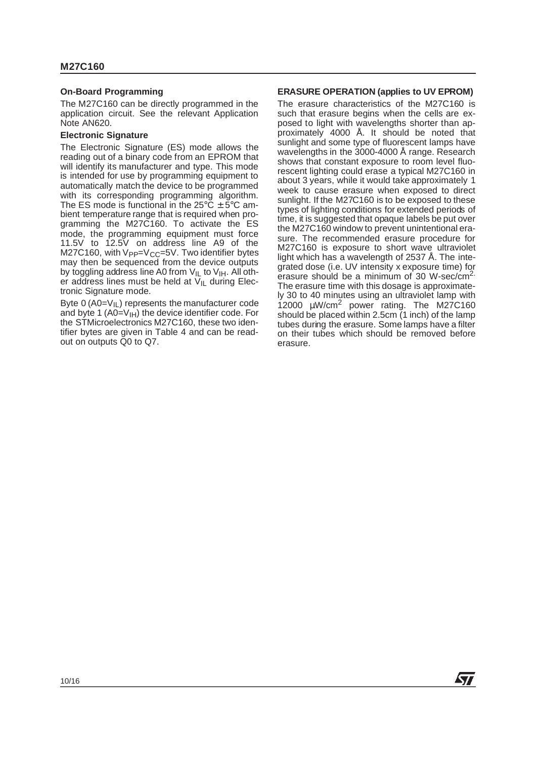### On-Board Programming

The M27C160 can be directly programmed in the application circuit. See the relevant Application Note AN620.

### Electronic Signature

The Electronic Signature (ES) mode allows the reading out of a binary code from an EPROM that will identify its manufacturer and type. This mode is intended for use by programming equipment to automatically match the device to be programmed with its corresponding programming algorithm. The ES mode is functional in the 25°C ± 5°C ambient temperature range that is required when programming the M27C160. To activate the ES mode, the programming equipment must force 11.5V to 12.5V on address line A9 of the M27C160, with $V_{PP}$=$V_{CC}$=5V. Two identifier bytes may then be sequenced from the device outputs by toggling address line A0 from $V_{IL}$ to $V_{IH}$. All other address lines must be held at $V_{IL}$ during Electronic Signature mode.

Byte 0 (A0=$V_{IL}$) represents the manufacturer code and byte 1 (A0=$V_{IH}$) the device identifier code. For the STMicroelectronics M27C160, these two identifier bytes are given in Table 4 and can be read-out on outputs Q0 to Q7.

### ERASURE OPERATION (applies to UV EPROM)

The erasure characteristics of the M27C160 is such that erasure begins when the cells are exposed to light with wavelengths shorter than approximately 4000 Å. It should be noted that sunlight and some type of fluorescent lamps have wavelengths in the 3000-4000 Å range. Research shows that constant exposure to room level fluorescent lighting could erase a typical M27C160 in about 3 years, while it would take approximately 1 week to cause erasure when exposed to direct sunlight. If the M27C160 is to be exposed to these types of lighting conditions for extended periods of time, it is suggested that opaque labels be put over the M27C160 window to prevent unintentional erasure. The recommended erasure procedure for M27C160 is exposure to short wave ultraviolet light which has a wavelength of 2537 Å. The integrated dose (i.e. UV intensity x exposure time) for erasure should be a minimum of 30 W-sec/$cm^2$. The erasure time with this dosage is approximately 30 to 40 minutes using an ultraviolet lamp with 12000 µW/$cm^2$ power rating. The M27C160 should be placed within 2.5cm (1 inch) of the lamp tubes during the erasure. Some lamps have a filter on their tubes which should be removed before erasure.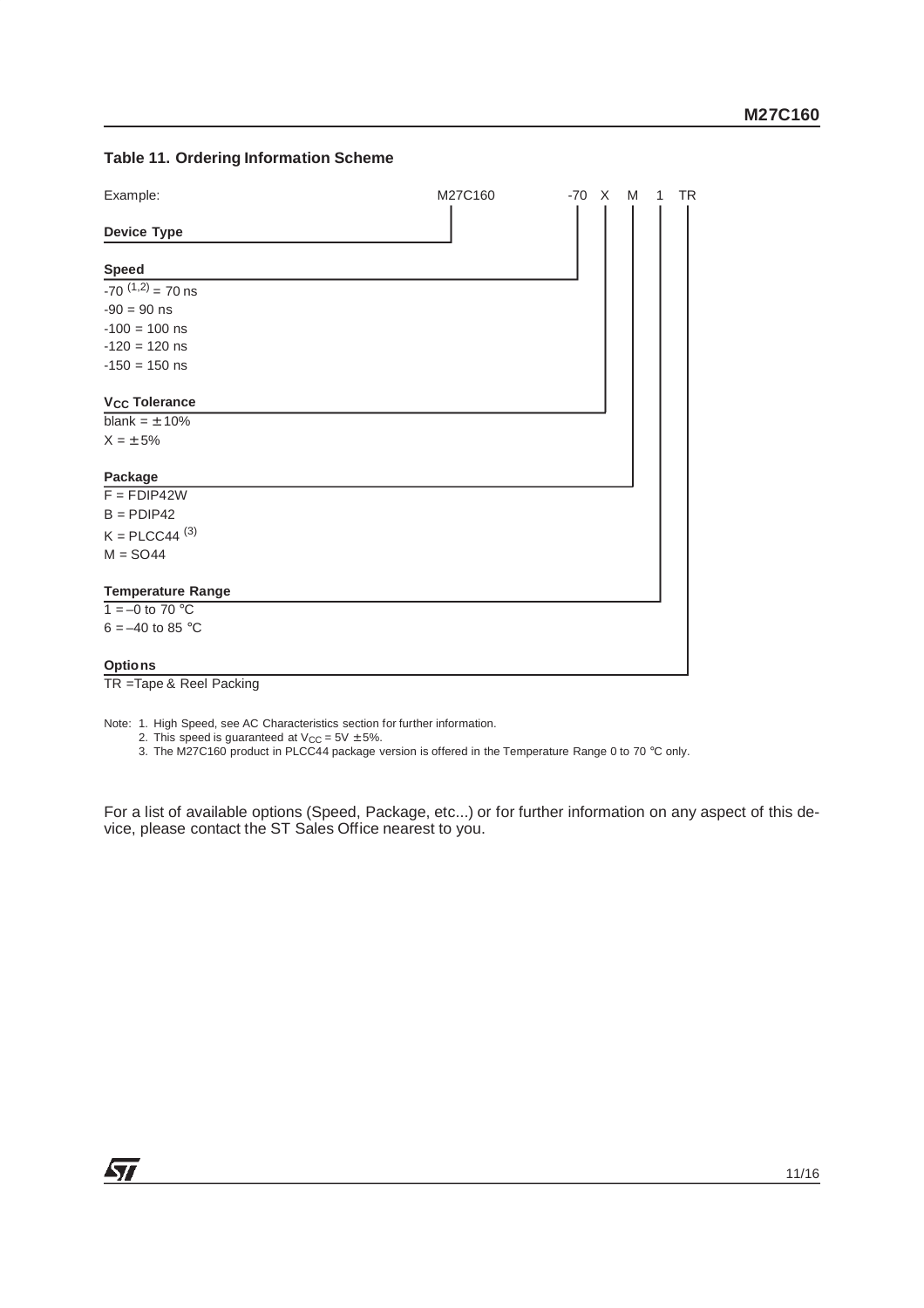**Table 11. Ordering Information Scheme**

Example: M27C160 -70 X M 1 TR

**Device Type**

M27C160

**Speed**

-70 [1,2] = 70 ns

-90 = 90 ns

-100 = 100 ns

-120 = 120 ns

-150 = 150 ns

**$V_{CC}$ Tolerance**

blank = ± 10%

X = ± 5%

**Package**

F = FDIP42W

B = PDIP42

K = PLCC44 [3]

M = SO44

**Temperature Range**

1 = –0 to 70 °C

6 = –40 to 85 °C

**Options**

TR =Tape & Reel Packing

Note: 1. High Speed, see AC Characteristics section for further information.
2. This speed is guaranteed at $V_{CC}$ = 5V ± 5%.
3. The M27C160 product in PLCC44 package version is offered in the Temperature Range 0 to 70 °C only.

For a list of available options (Speed, Package, etc...) or for further information on any aspect of this device, please contact the ST Sales Office nearest to you.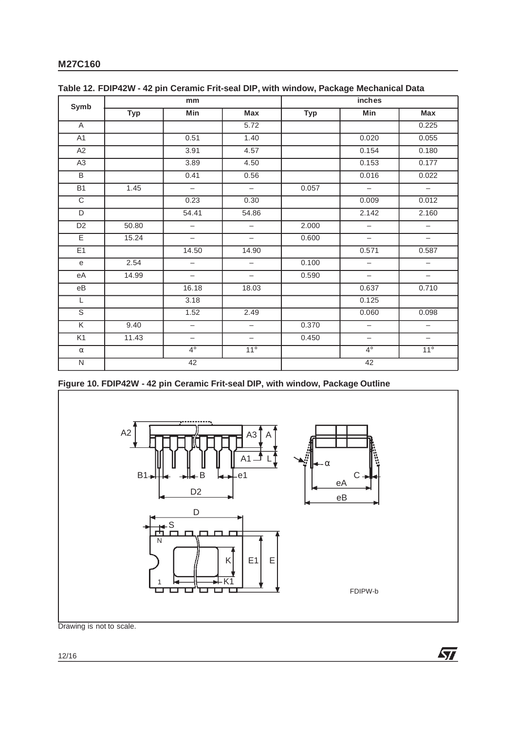**Table 12. FDIP42W - 42 pin Ceramic Frit-seal DIP, with window, Package Mechanical Data**

| Symb | mm | | | inches | | |
|---|---|---|---|---|---|---|
| | Typ | Min | Max | Typ | Min | Max |
| A | | | 5.72 | | | 0.225 |
| A1 | | 0.51 | 1.40 | | 0.020 | 0.055 |
| A2 | | 3.91 | 4.57 | | 0.154 | 0.180 |
| A3 | | 3.89 | 4.50 | | 0.153 | 0.177 |
| B | | 0.41 | 0.56 | | 0.016 | 0.022 |
| B1 | 1.45 | – | – | 0.057 | – | – |
| C | | 0.23 | 0.30 | | 0.009 | 0.012 |
| D | | 54.41 | 54.86 | | 2.142 | 2.160 |
| D2 | 50.80 | – | – | 2.000 | – | – |
| E | 15.24 | – | – | 0.600 | – | – |
| E1 | | 14.50 | 14.90 | | 0.571 | 0.587 |
| e | 2.54 | – | – | 0.100 | – | – |
| eA | 14.99 | – | – | 0.590 | – | – |
| eB | | 16.18 | 18.03 | | 0.637 | 0.710 |
| L | | 3.18 | | | 0.125 | |
| S | | 1.52 | 2.49 | | 0.060 | 0.098 |
| K | 9.40 | – | – | 0.370 | – | – |
| K1 | 11.43 | – | – | 0.450 | – | – |
| α | | 4° | 11° | | 4° | 11° |
| N | 42 | | | 42 | | |

**Figure 10. FDIP42W - 42 pin Ceramic Frit-seal DIP, with window, Package Outline**

Drawing is not to scale.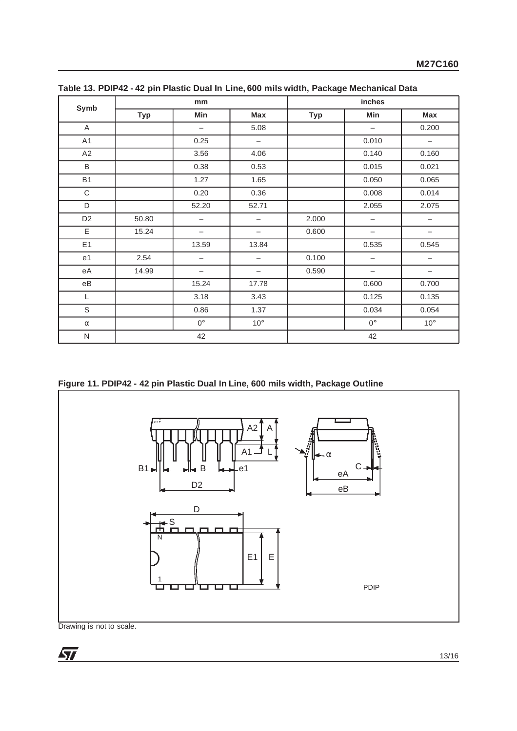**Table 13. PDIP42 - 42 pin Plastic Dual In Line, 600 mils width, Package Mechanical Data**

| Symb | mm | | | inches | | |
|---|---|---|---|---|---|---|
| | Typ | Min | Max | Typ | Min | Max |
| A | | – | 5.08 | | – | 0.200 |
| A1 | | 0.25 | – | | 0.010 | – |
| A2 | | 3.56 | 4.06 | | 0.140 | 0.160 |
| B | | 0.38 | 0.53 | | 0.015 | 0.021 |
| B1 | | 1.27 | 1.65 | | 0.050 | 0.065 |
| C | | 0.20 | 0.36 | | 0.008 | 0.014 |
| D | | 52.20 | 52.71 | | 2.055 | 2.075 |
| D2 | 50.80 | – | – | 2.000 | – | – |
| E | 15.24 | – | – | 0.600 | – | – |
| E1 | | 13.59 | 13.84 | | 0.535 | 0.545 |
| e1 | 2.54 | – | – | 0.100 | – | – |
| eA | 14.99 | – | – | 0.590 | – | – |
| eB | | 15.24 | 17.78 | | 0.600 | 0.700 |
| L | | 3.18 | 3.43 | | 0.125 | 0.135 |
| S | | 0.86 | 1.37 | | 0.034 | 0.054 |
| α | | 0° | 10° | | 0° | 10° |
| N | 42 | | | 42 | | |

**Figure 11. PDIP42 - 42 pin Plastic Dual In Line, 600 mils width, Package Outline**

Drawing is not to scale.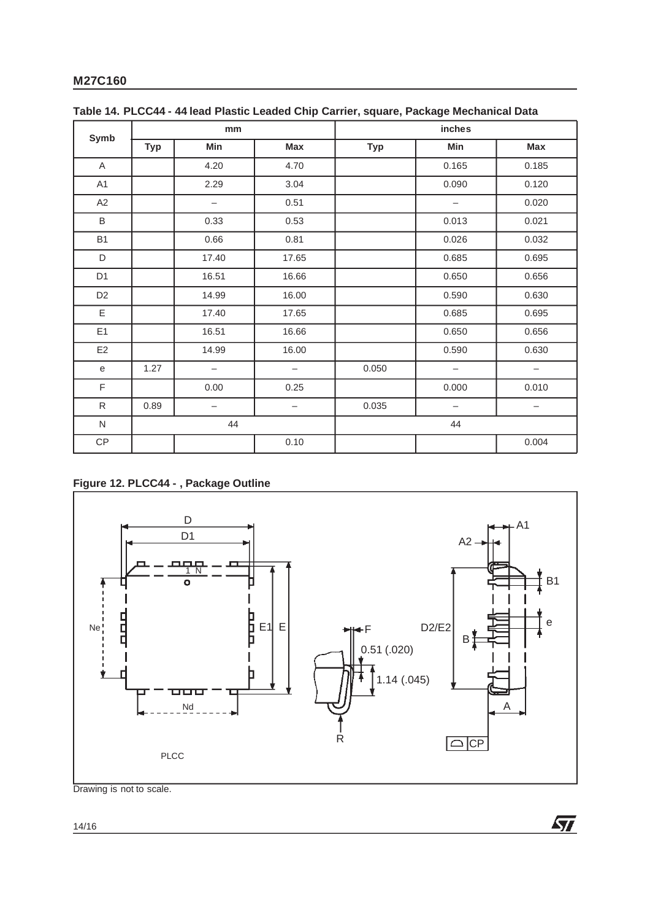**Table 14. PLCC44 - 44 lead Plastic Leaded Chip Carrier, square, Package Mechanical Data**

| Symb | mm | | | inches | | |
|---|---|---|---|---|---|---|
| | Typ | Min | Max | Typ | Min | Max |
| A | | 4.20 | 4.70 | | 0.165 | 0.185 |
| A1 | | 2.29 | 3.04 | | 0.090 | 0.120 |
| A2 | | – | 0.51 | | – | 0.020 |
| B | | 0.33 | 0.53 | | 0.013 | 0.021 |
| B1 | | 0.66 | 0.81 | | 0.026 | 0.032 |
| D | | 17.40 | 17.65 | | 0.685 | 0.695 |
| D1 | | 16.51 | 16.66 | | 0.650 | 0.656 |
| D2 | | 14.99 | 16.00 | | 0.590 | 0.630 |
| E | | 17.40 | 17.65 | | 0.685 | 0.695 |
| E1 | | 16.51 | 16.66 | | 0.650 | 0.656 |
| E2 | | 14.99 | 16.00 | | 0.590 | 0.630 |
| e | 1.27 | – | – | 0.050 | – | – |
| F | | 0.00 | 0.25 | | 0.000 | 0.010 |
| R | 0.89 | – | – | 0.035 | – | – |
| N | 44 | | | 44 | | |
| CP | | | 0.10 | | | 0.004 |

**Figure 12. PLCC44 - , Package Outline**

Drawing is not to scale.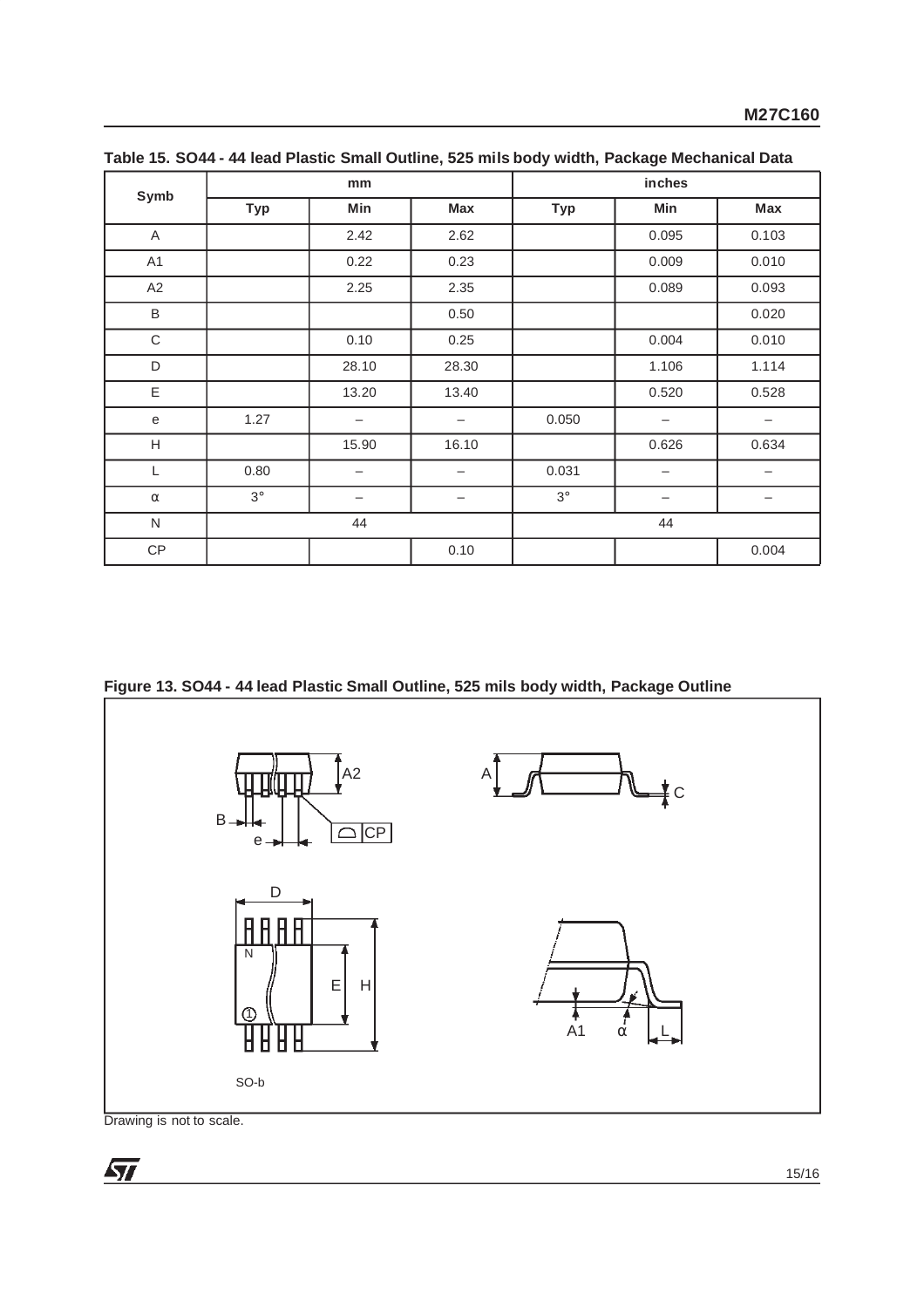**Table 15. SO44 - 44 lead Plastic Small Outline, 525 mils body width, Package Mechanical Data**

| Symb | mm | | | inches | | |
|---|---|---|---|---|---|---|
| | Typ | Min | Max | Typ | Min | Max |
| A | | 2.42 | 2.62 | | 0.095 | 0.103 |
| A1 | | 0.22 | 0.23 | | 0.009 | 0.010 |
| A2 | | 2.25 | 2.35 | | 0.089 | 0.093 |
| B | | | 0.50 | | | 0.020 |
| C | | 0.10 | 0.25 | | 0.004 | 0.010 |
| D | | 28.10 | 28.30 | | 1.106 | 1.114 |
| E | | 13.20 | 13.40 | | 0.520 | 0.528 |
| e | 1.27 | – | – | 0.050 | – | – |
| H | | 15.90 | 16.10 | | 0.626 | 0.634 |
| L | 0.80 | – | – | 0.031 | – | – |
| α | 3° | – | – | 3° | – | – |
| N | 44 | | | 44 | | |
| CP | | | 0.10 | | | 0.004 |

**Figure 13. SO44 - 44 lead Plastic Small Outline, 525 mils body width, Package Outline**

Drawing is not to scale.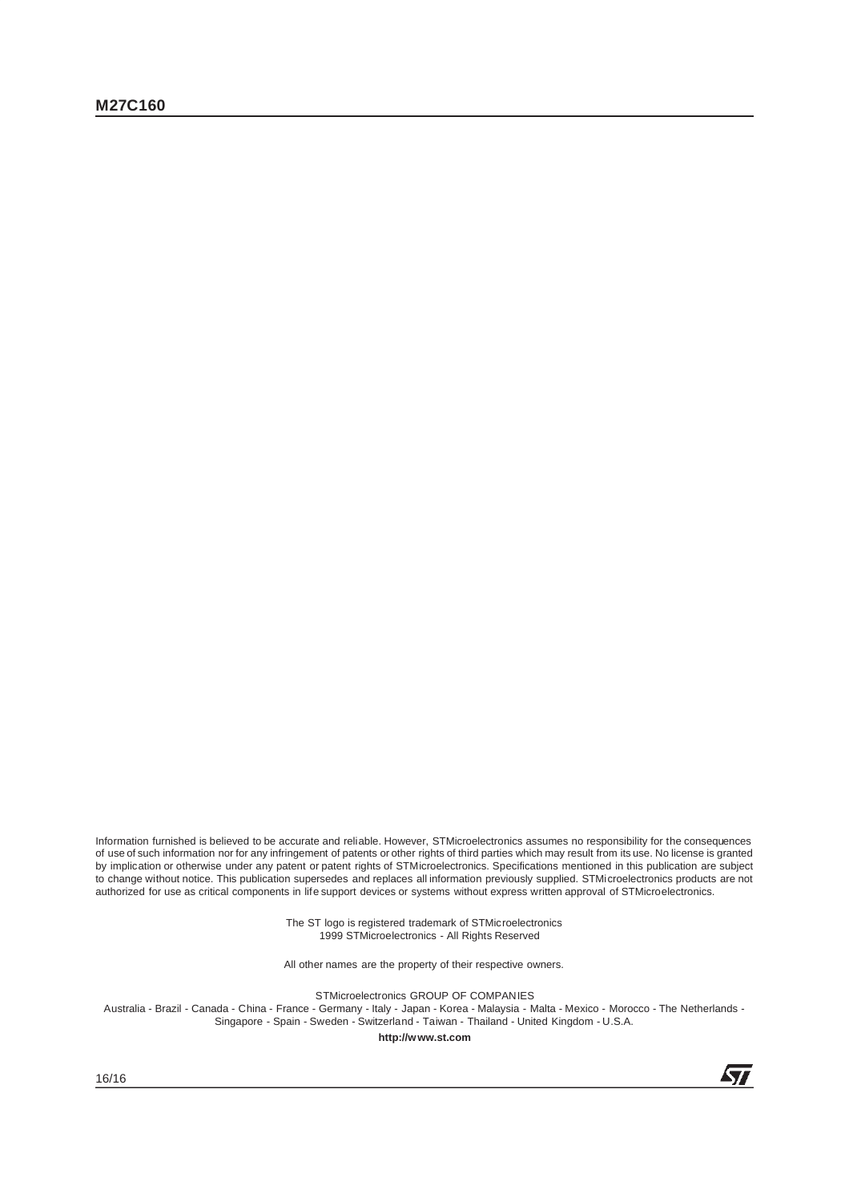Information furnished is believed to be accurate and reliable. However, STMicroelectronics assumes no responsibility for the consequences of use of such information nor for any infringement of patents or other rights of third parties which may result from its use. No license is granted by implication or otherwise under any patent or patent rights of STMicroelectronics. Specifications mentioned in this publication are subject to change without notice. This publication supersedes and replaces all information previously supplied. STMicroelectronics products are not authorized for use as critical components in life support devices or systems without express written approval of STMicroelectronics.

The ST logo is registered trademark of STMicroelectronics
1999 STMicroelectronics - All Rights Reserved

All other names are the property of their respective owners.

STMicroelectronics GROUP OF COMPANIES
Australia - Brazil - Canada - China - France - Germany - Italy - Japan - Korea - Malaysia - Malta - Mexico - Morocco - The Netherlands - Singapore - Spain - Sweden - Switzerland - Taiwan - Thailand - United Kingdom - U.S.A.

**http://www.st.com**